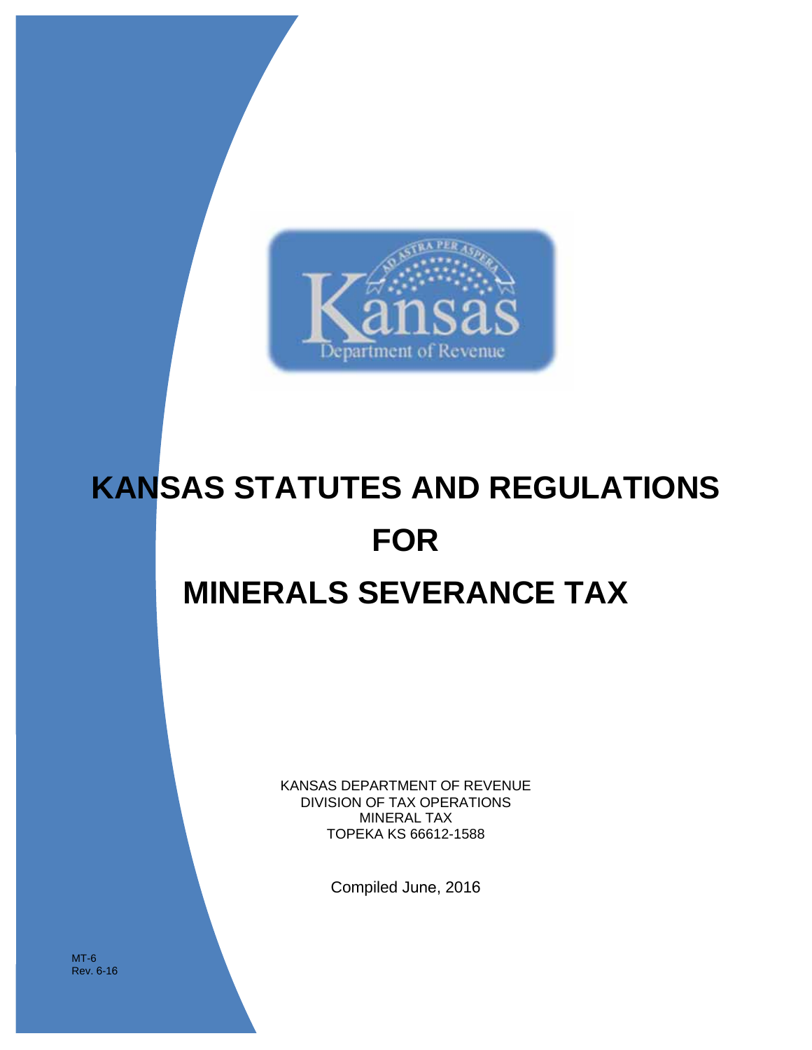Kansas Department of Revenue

# KANSAS STATUTES AND REGULATIONS FOR MINERALS SEVERANCE TAX

KANSAS DEPARTMENT OF REVENUE
DIVISION OF TAX OPERATIONS
MINERAL TAX
TOPEKA KS 66612-1588

Compiled June, 2016

MT-6
Rev. 6-16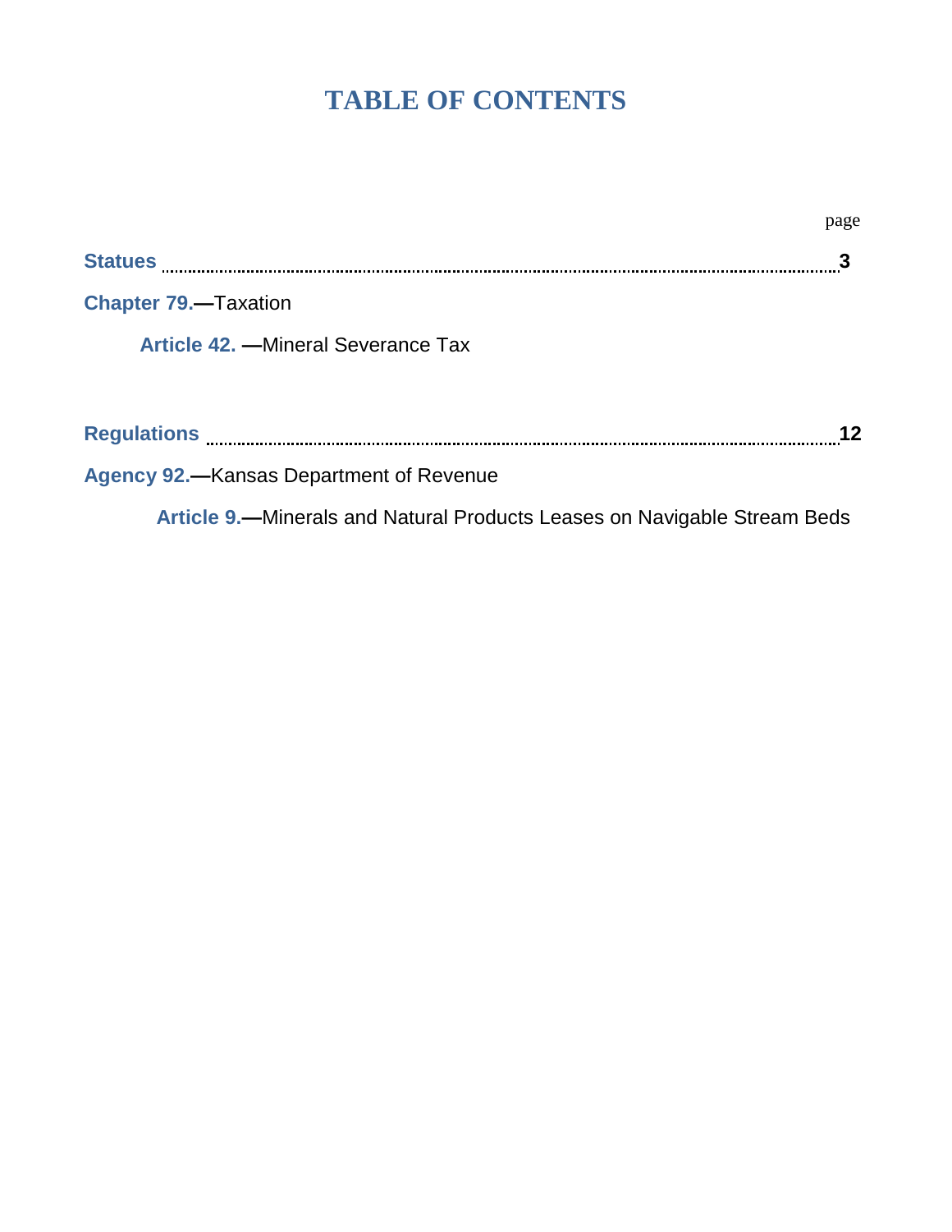# TABLE OF CONTENTS

page

**Statues** ........................................................................................................................ **3**

**Chapter 79.**—Taxation

**Article 42.** —Mineral Severance Tax

**Regulations** ........................................................................................................................ **12**

**Agency 92.**—Kansas Department of Revenue

**Article 9.**—Minerals and Natural Products Leases on Navigable Stream Beds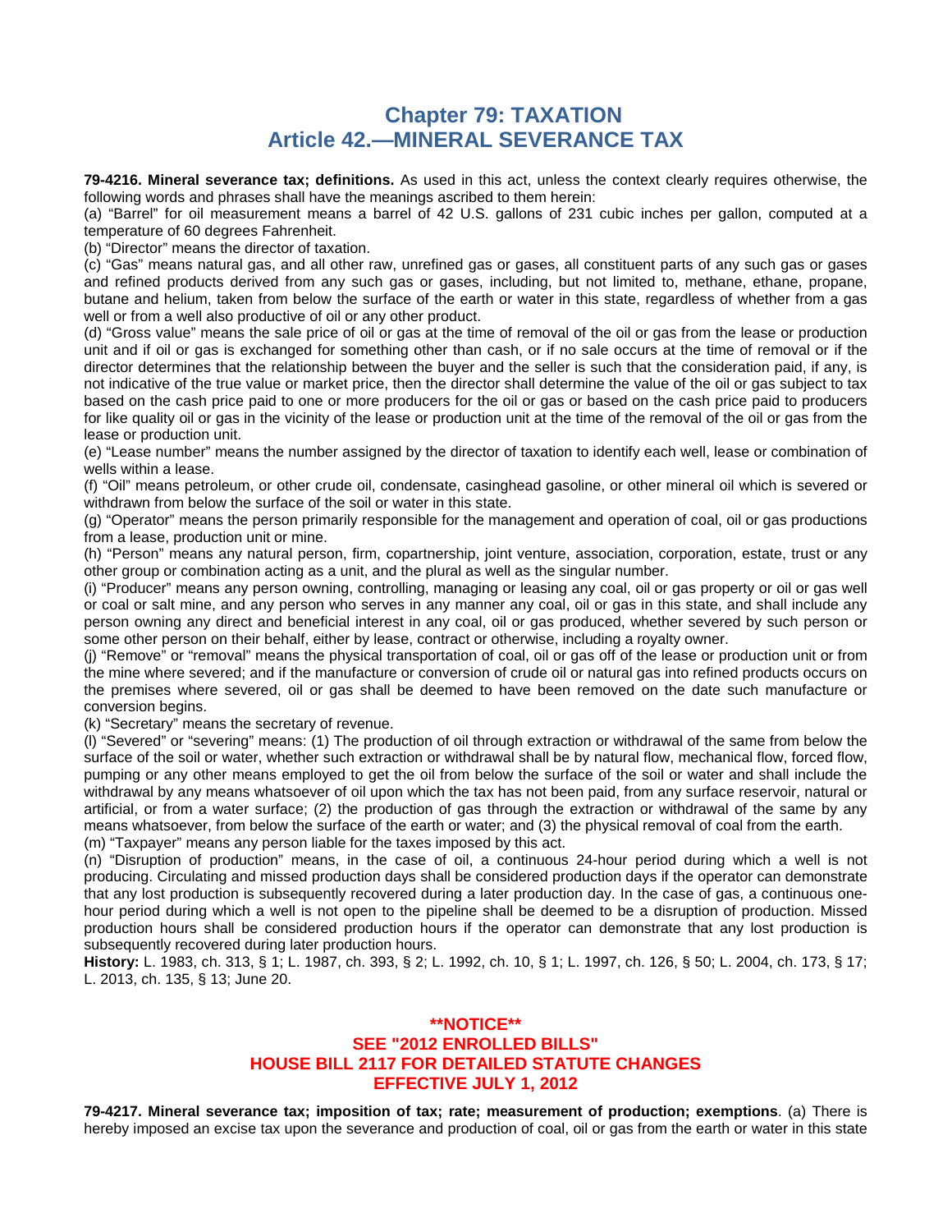# Chapter 79: TAXATION
# Article 42.—MINERAL SEVERANCE TAX

**79-4216. Mineral severance tax; definitions.** As used in this act, unless the context clearly requires otherwise, the following words and phrases shall have the meanings ascribed to them herein:

(a) "Barrel" for oil measurement means a barrel of 42 U.S. gallons of 231 cubic inches per gallon, computed at a temperature of 60 degrees Fahrenheit.

(b) "Director" means the director of taxation.

(c) "Gas" means natural gas, and all other raw, unrefined gas or gases, all constituent parts of any such gas or gases and refined products derived from any such gas or gases, including, but not limited to, methane, ethane, propane, butane and helium, taken from below the surface of the earth or water in this state, regardless of whether from a gas well or from a well also productive of oil or any other product.

(d) "Gross value" means the sale price of oil or gas at the time of removal of the oil or gas from the lease or production unit and if oil or gas is exchanged for something other than cash, or if no sale occurs at the time of removal or if the director determines that the relationship between the buyer and the seller is such that the consideration paid, if any, is not indicative of the true value or market price, then the director shall determine the value of the oil or gas subject to tax based on the cash price paid to one or more producers for the oil or gas or based on the cash price paid to producers for like quality oil or gas in the vicinity of the lease or production unit at the time of the removal of the oil or gas from the lease or production unit.

(e) "Lease number" means the number assigned by the director of taxation to identify each well, lease or combination of wells within a lease.

(f) "Oil" means petroleum, or other crude oil, condensate, casinghead gasoline, or other mineral oil which is severed or withdrawn from below the surface of the soil or water in this state.

(g) "Operator" means the person primarily responsible for the management and operation of coal, oil or gas productions from a lease, production unit or mine.

(h) "Person" means any natural person, firm, copartnership, joint venture, association, corporation, estate, trust or any other group or combination acting as a unit, and the plural as well as the singular number.

(i) "Producer" means any person owning, controlling, managing or leasing any coal, oil or gas property or oil or gas well or coal or salt mine, and any person who serves in any manner any coal, oil or gas in this state, and shall include any person owning any direct and beneficial interest in any coal, oil or gas produced, whether severed by such person or some other person on their behalf, either by lease, contract or otherwise, including a royalty owner.

(j) "Remove" or "removal" means the physical transportation of coal, oil or gas off of the lease or production unit or from the mine where severed; and if the manufacture or conversion of crude oil or natural gas into refined products occurs on the premises where severed, oil or gas shall be deemed to have been removed on the date such manufacture or conversion begins.

(k) "Secretary" means the secretary of revenue.

(l) "Severed" or "severing" means: (1) The production of oil through extraction or withdrawal of the same from below the surface of the soil or water, whether such extraction or withdrawal shall be by natural flow, mechanical flow, forced flow, pumping or any other means employed to get the oil from below the surface of the soil or water and shall include the withdrawal by any means whatsoever of oil upon which the tax has not been paid, from any surface reservoir, natural or artificial, or from a water surface; (2) the production of gas through the extraction or withdrawal of the same by any means whatsoever, from below the surface of the earth or water; and (3) the physical removal of coal from the earth.

(m) "Taxpayer" means any person liable for the taxes imposed by this act.

(n) "Disruption of production" means, in the case of oil, a continuous 24-hour period during which a well is not producing. Circulating and missed production days shall be considered production days if the operator can demonstrate that any lost production is subsequently recovered during a later production day. In the case of gas, a continuous one-hour period during which a well is not open to the pipeline shall be deemed to be a disruption of production. Missed production hours shall be considered production hours if the operator can demonstrate that any lost production is subsequently recovered during later production hours.

**History:** L. 1983, ch. 313, § 1; L. 1987, ch. 393, § 2; L. 1992, ch. 10, § 1; L. 1997, ch. 126, § 50; L. 2004, ch. 173, § 17; L. 2013, ch. 135, § 13; June 20.

**\*\*NOTICE\*\***
**SEE "2012 ENROLLED BILLS"**
**HOUSE BILL 2117 FOR DETAILED STATUTE CHANGES**
**EFFECTIVE JULY 1, 2012**

**79-4217. Mineral severance tax; imposition of tax; rate; measurement of production; exemptions**. (a) There is hereby imposed an excise tax upon the severance and production of coal, oil or gas from the earth or water in this state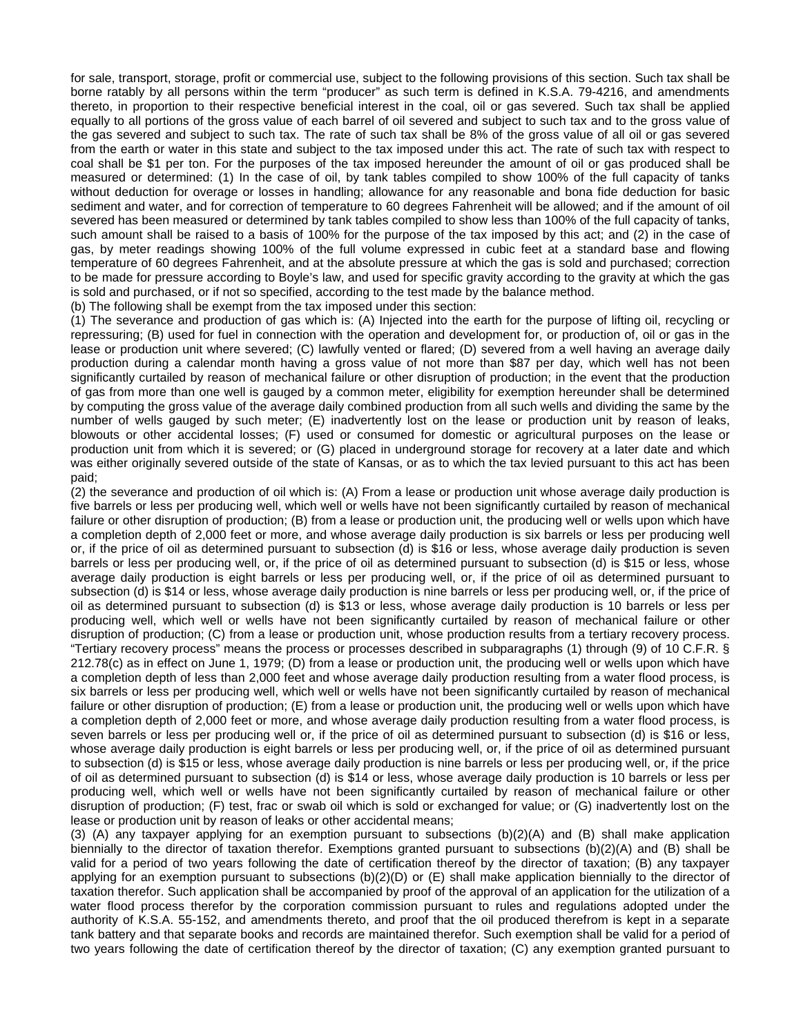for sale, transport, storage, profit or commercial use, subject to the following provisions of this section. Such tax shall be borne ratably by all persons within the term "producer" as such term is defined in K.S.A. 79-4216, and amendments thereto, in proportion to their respective beneficial interest in the coal, oil or gas severed. Such tax shall be applied equally to all portions of the gross value of each barrel of oil severed and subject to such tax and to the gross value of the gas severed and subject to such tax. The rate of such tax shall be 8% of the gross value of all oil or gas severed from the earth or water in this state and subject to the tax imposed under this act. The rate of such tax with respect to coal shall be $1 per ton. For the purposes of the tax imposed hereunder the amount of oil or gas produced shall be measured or determined: (1) In the case of oil, by tank tables compiled to show 100% of the full capacity of tanks without deduction for overage or losses in handling; allowance for any reasonable and bona fide deduction for basic sediment and water, and for correction of temperature to 60 degrees Fahrenheit will be allowed; and if the amount of oil severed has been measured or determined by tank tables compiled to show less than 100% of the full capacity of tanks, such amount shall be raised to a basis of 100% for the purpose of the tax imposed by this act; and (2) in the case of gas, by meter readings showing 100% of the full volume expressed in cubic feet at a standard base and flowing temperature of 60 degrees Fahrenheit, and at the absolute pressure at which the gas is sold and purchased; correction to be made for pressure according to Boyle's law, and used for specific gravity according to the gravity at which the gas is sold and purchased, or if not so specified, according to the test made by the balance method.

(b) The following shall be exempt from the tax imposed under this section:

(1) The severance and production of gas which is: (A) Injected into the earth for the purpose of lifting oil, recycling or repressuring; (B) used for fuel in connection with the operation and development for, or production of, oil or gas in the lease or production unit where severed; (C) lawfully vented or flared; (D) severed from a well having an average daily production during a calendar month having a gross value of not more than $87 per day, which well has not been significantly curtailed by reason of mechanical failure or other disruption of production; in the event that the production of gas from more than one well is gauged by a common meter, eligibility for exemption hereunder shall be determined by computing the gross value of the average daily combined production from all such wells and dividing the same by the number of wells gauged by such meter; (E) inadvertently lost on the lease or production unit by reason of leaks, blowouts or other accidental losses; (F) used or consumed for domestic or agricultural purposes on the lease or production unit from which it is severed; or (G) placed in underground storage for recovery at a later date and which was either originally severed outside of the state of Kansas, or as to which the tax levied pursuant to this act has been paid;

(2) the severance and production of oil which is: (A) From a lease or production unit whose average daily production is five barrels or less per producing well, which well or wells have not been significantly curtailed by reason of mechanical failure or other disruption of production; (B) from a lease or production unit, the producing well or wells upon which have a completion depth of 2,000 feet or more, and whose average daily production is six barrels or less per producing well or, if the price of oil as determined pursuant to subsection (d) is $16 or less, whose average daily production is seven barrels or less per producing well, or, if the price of oil as determined pursuant to subsection (d) is $15 or less, whose average daily production is eight barrels or less per producing well, or, if the price of oil as determined pursuant to subsection (d) is $14 or less, whose average daily production is nine barrels or less per producing well, or, if the price of oil as determined pursuant to subsection (d) is $13 or less, whose average daily production is 10 barrels or less per producing well, which well or wells have not been significantly curtailed by reason of mechanical failure or other disruption of production; (C) from a lease or production unit, whose production results from a tertiary recovery process. "Tertiary recovery process" means the process or processes described in subparagraphs (1) through (9) of 10 C.F.R. § 212.78(c) as in effect on June 1, 1979; (D) from a lease or production unit, the producing well or wells upon which have a completion depth of less than 2,000 feet and whose average daily production resulting from a water flood process, is six barrels or less per producing well, which well or wells have not been significantly curtailed by reason of mechanical failure or other disruption of production; (E) from a lease or production unit, the producing well or wells upon which have a completion depth of 2,000 feet or more, and whose average daily production resulting from a water flood process, is seven barrels or less per producing well or, if the price of oil as determined pursuant to subsection (d) is $16 or less, whose average daily production is eight barrels or less per producing well, or, if the price of oil as determined pursuant to subsection (d) is $15 or less, whose average daily production is nine barrels or less per producing well, or, if the price of oil as determined pursuant to subsection (d) is $14 or less, whose average daily production is 10 barrels or less per producing well, which well or wells have not been significantly curtailed by reason of mechanical failure or other disruption of production; (F) test, frac or swab oil which is sold or exchanged for value; or (G) inadvertently lost on the lease or production unit by reason of leaks or other accidental means;

(3) (A) any taxpayer applying for an exemption pursuant to subsections (b)(2)(A) and (B) shall make application biennially to the director of taxation therefor. Exemptions granted pursuant to subsections (b)(2)(A) and (B) shall be valid for a period of two years following the date of certification thereof by the director of taxation; (B) any taxpayer applying for an exemption pursuant to subsections (b)(2)(D) or (E) shall make application biennially to the director of taxation therefor. Such application shall be accompanied by proof of the approval of an application for the utilization of a water flood process therefor by the corporation commission pursuant to rules and regulations adopted under the authority of K.S.A. 55-152, and amendments thereto, and proof that the oil produced therefrom is kept in a separate tank battery and that separate books and records are maintained therefor. Such exemption shall be valid for a period of two years following the date of certification thereof by the director of taxation; (C) any exemption granted pursuant to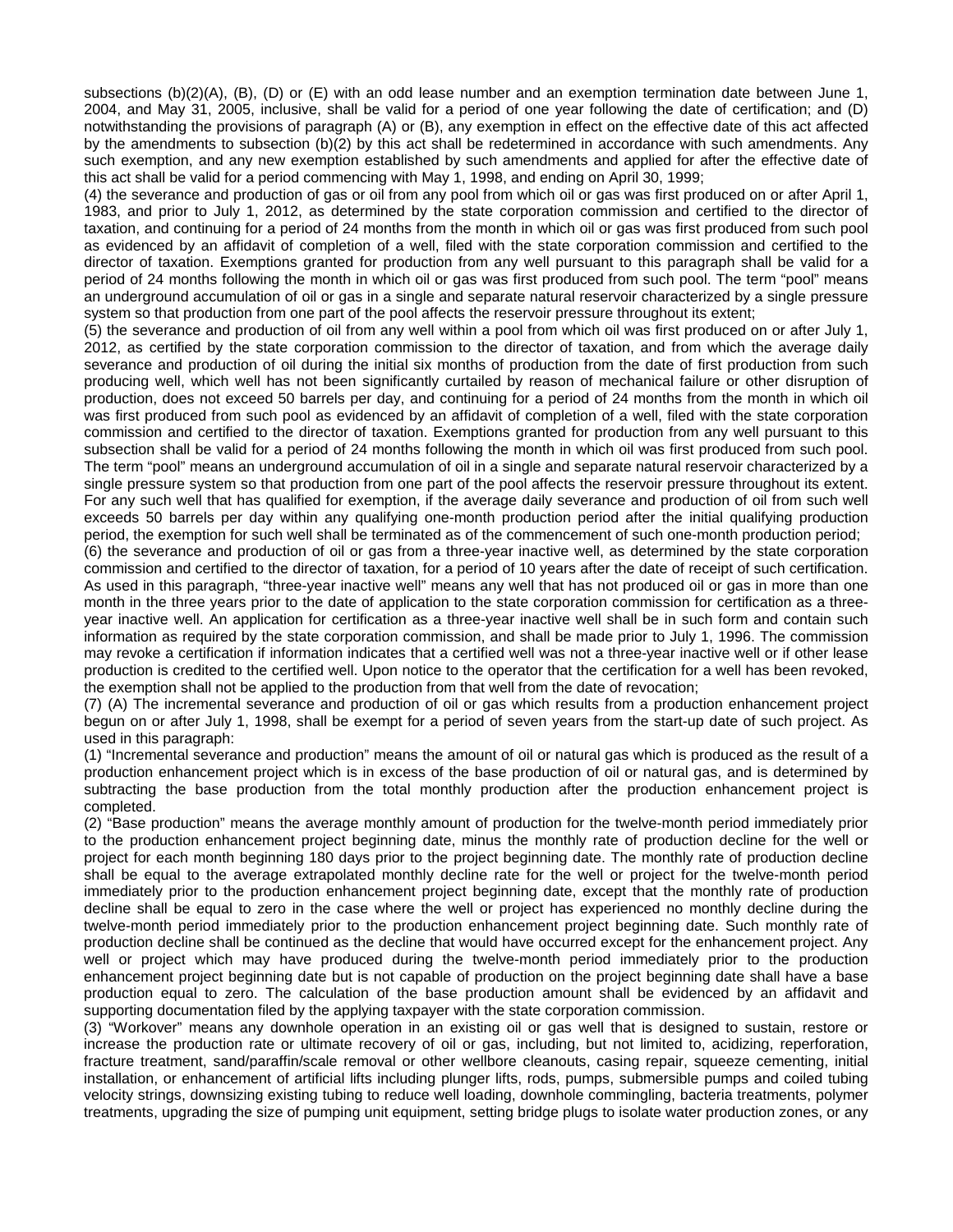subsections (b)(2)(A), (B), (D) or (E) with an odd lease number and an exemption termination date between June 1, 2004, and May 31, 2005, inclusive, shall be valid for a period of one year following the date of certification; and (D) notwithstanding the provisions of paragraph (A) or (B), any exemption in effect on the effective date of this act affected by the amendments to subsection (b)(2) by this act shall be redetermined in accordance with such amendments. Any such exemption, and any new exemption established by such amendments and applied for after the effective date of this act shall be valid for a period commencing with May 1, 1998, and ending on April 30, 1999;

(4) the severance and production of gas or oil from any pool from which oil or gas was first produced on or after April 1, 1983, and prior to July 1, 2012, as determined by the state corporation commission and certified to the director of taxation, and continuing for a period of 24 months from the month in which oil or gas was first produced from such pool as evidenced by an affidavit of completion of a well, filed with the state corporation commission and certified to the director of taxation. Exemptions granted for production from any well pursuant to this paragraph shall be valid for a period of 24 months following the month in which oil or gas was first produced from such pool. The term "pool" means an underground accumulation of oil or gas in a single and separate natural reservoir characterized by a single pressure system so that production from one part of the pool affects the reservoir pressure throughout its extent;

(5) the severance and production of oil from any well within a pool from which oil was first produced on or after July 1, 2012, as certified by the state corporation commission to the director of taxation, and from which the average daily severance and production of oil during the initial six months of production from the date of first production from such producing well, which well has not been significantly curtailed by reason of mechanical failure or other disruption of production, does not exceed 50 barrels per day, and continuing for a period of 24 months from the month in which oil was first produced from such pool as evidenced by an affidavit of completion of a well, filed with the state corporation commission and certified to the director of taxation. Exemptions granted for production from any well pursuant to this subsection shall be valid for a period of 24 months following the month in which oil was first produced from such pool. The term "pool" means an underground accumulation of oil in a single and separate natural reservoir characterized by a single pressure system so that production from one part of the pool affects the reservoir pressure throughout its extent. For any such well that has qualified for exemption, if the average daily severance and production of oil from such well exceeds 50 barrels per day within any qualifying one-month production period after the initial qualifying production period, the exemption for such well shall be terminated as of the commencement of such one-month production period;

(6) the severance and production of oil or gas from a three-year inactive well, as determined by the state corporation commission and certified to the director of taxation, for a period of 10 years after the date of receipt of such certification. As used in this paragraph, "three-year inactive well" means any well that has not produced oil or gas in more than one month in the three years prior to the date of application to the state corporation commission for certification as a three-year inactive well. An application for certification as a three-year inactive well shall be in such form and contain such information as required by the state corporation commission, and shall be made prior to July 1, 1996. The commission may revoke a certification if information indicates that a certified well was not a three-year inactive well or if other lease production is credited to the certified well. Upon notice to the operator that the certification for a well has been revoked, the exemption shall not be applied to the production from that well from the date of revocation;

(7) (A) The incremental severance and production of oil or gas which results from a production enhancement project begun on or after July 1, 1998, shall be exempt for a period of seven years from the start-up date of such project. As used in this paragraph:

(1) "Incremental severance and production" means the amount of oil or natural gas which is produced as the result of a production enhancement project which is in excess of the base production of oil or natural gas, and is determined by subtracting the base production from the total monthly production after the production enhancement project is completed.

(2) "Base production" means the average monthly amount of production for the twelve-month period immediately prior to the production enhancement project beginning date, minus the monthly rate of production decline for the well or project for each month beginning 180 days prior to the project beginning date. The monthly rate of production decline shall be equal to the average extrapolated monthly decline rate for the well or project for the twelve-month period immediately prior to the production enhancement project beginning date, except that the monthly rate of production decline shall be equal to zero in the case where the well or project has experienced no monthly decline during the twelve-month period immediately prior to the production enhancement project beginning date. Such monthly rate of production decline shall be continued as the decline that would have occurred except for the enhancement project. Any well or project which may have produced during the twelve-month period immediately prior to the production enhancement project beginning date but is not capable of production on the project beginning date shall have a base production equal to zero. The calculation of the base production amount shall be evidenced by an affidavit and supporting documentation filed by the applying taxpayer with the state corporation commission.

(3) "Workover" means any downhole operation in an existing oil or gas well that is designed to sustain, restore or increase the production rate or ultimate recovery of oil or gas, including, but not limited to, acidizing, reperforation, fracture treatment, sand/paraffin/scale removal or other wellbore cleanouts, casing repair, squeeze cementing, initial installation, or enhancement of artificial lifts including plunger lifts, rods, pumps, submersible pumps and coiled tubing velocity strings, downsizing existing tubing to reduce well loading, downhole commingling, bacteria treatments, polymer treatments, upgrading the size of pumping unit equipment, setting bridge plugs to isolate water production zones, or any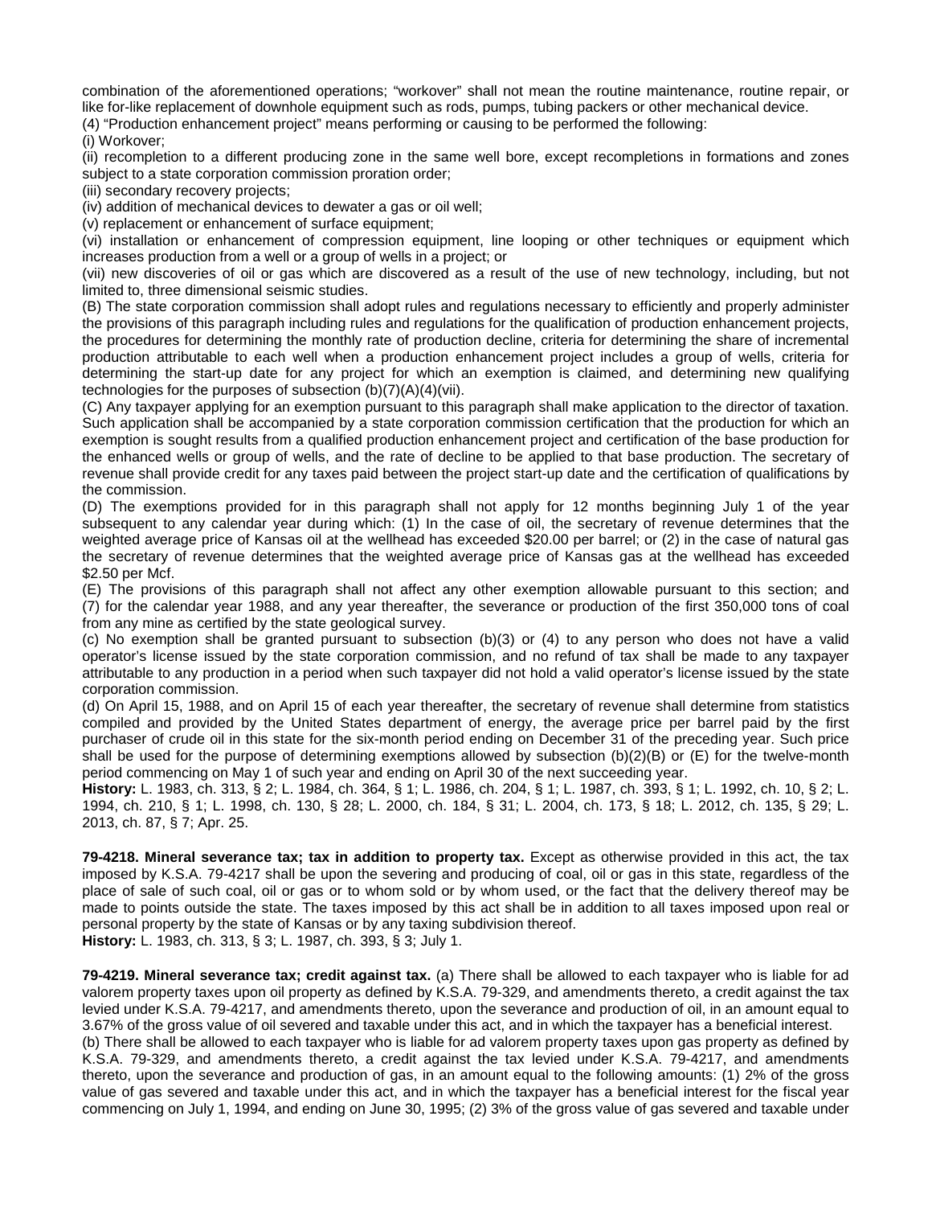combination of the aforementioned operations; "workover" shall not mean the routine maintenance, routine repair, or like for-like replacement of downhole equipment such as rods, pumps, tubing packers or other mechanical device.

(4) "Production enhancement project" means performing or causing to be performed the following:

(i) Workover;

(ii) recompletion to a different producing zone in the same well bore, except recompletions in formations and zones subject to a state corporation commission proration order;

(iii) secondary recovery projects;

(iv) addition of mechanical devices to dewater a gas or oil well;

(v) replacement or enhancement of surface equipment;

(vi) installation or enhancement of compression equipment, line looping or other techniques or equipment which increases production from a well or a group of wells in a project; or

(vii) new discoveries of oil or gas which are discovered as a result of the use of new technology, including, but not limited to, three dimensional seismic studies.

(B) The state corporation commission shall adopt rules and regulations necessary to efficiently and properly administer the provisions of this paragraph including rules and regulations for the qualification of production enhancement projects, the procedures for determining the monthly rate of production decline, criteria for determining the share of incremental production attributable to each well when a production enhancement project includes a group of wells, criteria for determining the start-up date for any project for which an exemption is claimed, and determining new qualifying technologies for the purposes of subsection (b)(7)(A)(4)(vii).

(C) Any taxpayer applying for an exemption pursuant to this paragraph shall make application to the director of taxation. Such application shall be accompanied by a state corporation commission certification that the production for which an exemption is sought results from a qualified production enhancement project and certification of the base production for the enhanced wells or group of wells, and the rate of decline to be applied to that base production. The secretary of revenue shall provide credit for any taxes paid between the project start-up date and the certification of qualifications by the commission.

(D) The exemptions provided for in this paragraph shall not apply for 12 months beginning July 1 of the year subsequent to any calendar year during which: (1) In the case of oil, the secretary of revenue determines that the weighted average price of Kansas oil at the wellhead has exceeded $20.00 per barrel; or (2) in the case of natural gas the secretary of revenue determines that the weighted average price of Kansas gas at the wellhead has exceeded $2.50 per Mcf.

(E) The provisions of this paragraph shall not affect any other exemption allowable pursuant to this section; and

(7) for the calendar year 1988, and any year thereafter, the severance or production of the first 350,000 tons of coal from any mine as certified by the state geological survey.

(c) No exemption shall be granted pursuant to subsection (b)(3) or (4) to any person who does not have a valid operator's license issued by the state corporation commission, and no refund of tax shall be made to any taxpayer attributable to any production in a period when such taxpayer did not hold a valid operator's license issued by the state corporation commission.

(d) On April 15, 1988, and on April 15 of each year thereafter, the secretary of revenue shall determine from statistics compiled and provided by the United States department of energy, the average price per barrel paid by the first purchaser of crude oil in this state for the six-month period ending on December 31 of the preceding year. Such price shall be used for the purpose of determining exemptions allowed by subsection (b)(2)(B) or (E) for the twelve-month period commencing on May 1 of such year and ending on April 30 of the next succeeding year.

**History:** L. 1983, ch. 313, § 2; L. 1984, ch. 364, § 1; L. 1986, ch. 204, § 1; L. 1987, ch. 393, § 1; L. 1992, ch. 10, § 2; L. 1994, ch. 210, § 1; L. 1998, ch. 130, § 28; L. 2000, ch. 184, § 31; L. 2004, ch. 173, § 18; L. 2012, ch. 135, § 29; L. 2013, ch. 87, § 7; Apr. 25.

**79-4218. Mineral severance tax; tax in addition to property tax.** Except as otherwise provided in this act, the tax imposed by K.S.A. 79-4217 shall be upon the severing and producing of coal, oil or gas in this state, regardless of the place of sale of such coal, oil or gas or to whom sold or by whom used, or the fact that the delivery thereof may be made to points outside the state. The taxes imposed by this act shall be in addition to all taxes imposed upon real or personal property by the state of Kansas or by any taxing subdivision thereof.

**History:** L. 1983, ch. 313, § 3; L. 1987, ch. 393, § 3; July 1.

**79-4219. Mineral severance tax; credit against tax.** (a) There shall be allowed to each taxpayer who is liable for ad valorem property taxes upon oil property as defined by K.S.A. 79-329, and amendments thereto, a credit against the tax levied under K.S.A. 79-4217, and amendments thereto, upon the severance and production of oil, in an amount equal to 3.67% of the gross value of oil severed and taxable under this act, and in which the taxpayer has a beneficial interest.

(b) There shall be allowed to each taxpayer who is liable for ad valorem property taxes upon gas property as defined by K.S.A. 79-329, and amendments thereto, a credit against the tax levied under K.S.A. 79-4217, and amendments thereto, upon the severance and production of gas, in an amount equal to the following amounts: (1) 2% of the gross value of gas severed and taxable under this act, and in which the taxpayer has a beneficial interest for the fiscal year commencing on July 1, 1994, and ending on June 30, 1995; (2) 3% of the gross value of gas severed and taxable under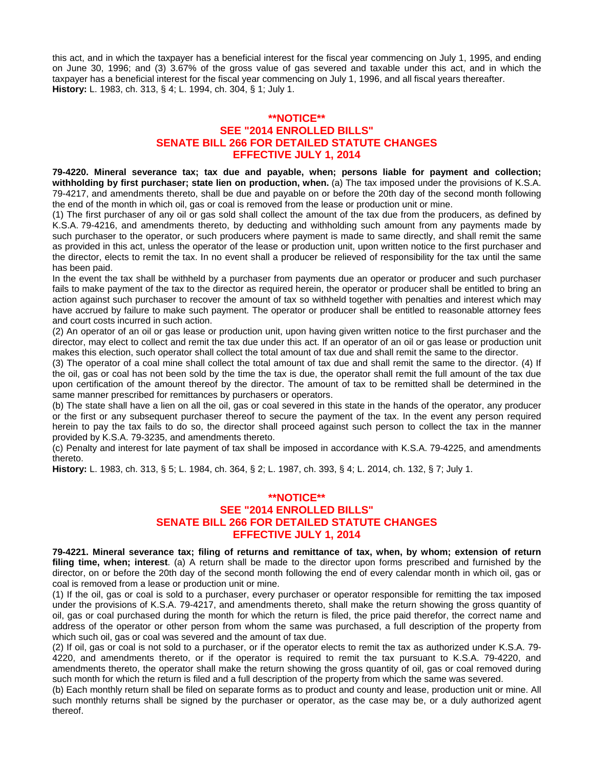this act, and in which the taxpayer has a beneficial interest for the fiscal year commencing on July 1, 1995, and ending on June 30, 1996; and (3) 3.67% of the gross value of gas severed and taxable under this act, and in which the taxpayer has a beneficial interest for the fiscal year commencing on July 1, 1996, and all fiscal years thereafter.
**History:** L. 1983, ch. 313, § 4; L. 1994, ch. 304, § 1; July 1.

**\*\*NOTICE\*\***
**SEE "2014 ENROLLED BILLS"**
**SENATE BILL 266 FOR DETAILED STATUTE CHANGES**
**EFFECTIVE JULY 1, 2014**

**79-4220. Mineral severance tax; tax due and payable, when; persons liable for payment and collection; withholding by first purchaser; state lien on production, when.** (a) The tax imposed under the provisions of K.S.A. 79-4217, and amendments thereto, shall be due and payable on or before the 20th day of the second month following the end of the month in which oil, gas or coal is removed from the lease or production unit or mine.

(1) The first purchaser of any oil or gas sold shall collect the amount of the tax due from the producers, as defined by K.S.A. 79-4216, and amendments thereto, by deducting and withholding such amount from any payments made by such purchaser to the operator, or such producers where payment is made to same directly, and shall remit the same as provided in this act, unless the operator of the lease or production unit, upon written notice to the first purchaser and the director, elects to remit the tax. In no event shall a producer be relieved of responsibility for the tax until the same has been paid.

In the event the tax shall be withheld by a purchaser from payments due an operator or producer and such purchaser fails to make payment of the tax to the director as required herein, the operator or producer shall be entitled to bring an action against such purchaser to recover the amount of tax so withheld together with penalties and interest which may have accrued by failure to make such payment. The operator or producer shall be entitled to reasonable attorney fees and court costs incurred in such action.

(2) An operator of an oil or gas lease or production unit, upon having given written notice to the first purchaser and the director, may elect to collect and remit the tax due under this act. If an operator of an oil or gas lease or production unit makes this election, such operator shall collect the total amount of tax due and shall remit the same to the director.

(3) The operator of a coal mine shall collect the total amount of tax due and shall remit the same to the director. (4) If the oil, gas or coal has not been sold by the time the tax is due, the operator shall remit the full amount of the tax due upon certification of the amount thereof by the director. The amount of tax to be remitted shall be determined in the same manner prescribed for remittances by purchasers or operators.

(b) The state shall have a lien on all the oil, gas or coal severed in this state in the hands of the operator, any producer or the first or any subsequent purchaser thereof to secure the payment of the tax. In the event any person required herein to pay the tax fails to do so, the director shall proceed against such person to collect the tax in the manner provided by K.S.A. 79-3235, and amendments thereto.

(c) Penalty and interest for late payment of tax shall be imposed in accordance with K.S.A. 79-4225, and amendments thereto.

**History:** L. 1983, ch. 313, § 5; L. 1984, ch. 364, § 2; L. 1987, ch. 393, § 4; L. 2014, ch. 132, § 7; July 1.

**\*\*NOTICE\*\***
**SEE "2014 ENROLLED BILLS"**
**SENATE BILL 266 FOR DETAILED STATUTE CHANGES**
**EFFECTIVE JULY 1, 2014**

**79-4221. Mineral severance tax; filing of returns and remittance of tax, when, by whom; extension of return filing time, when; interest**. (a) A return shall be made to the director upon forms prescribed and furnished by the director, on or before the 20th day of the second month following the end of every calendar month in which oil, gas or coal is removed from a lease or production unit or mine.

(1) If the oil, gas or coal is sold to a purchaser, every purchaser or operator responsible for remitting the tax imposed under the provisions of K.S.A. 79-4217, and amendments thereto, shall make the return showing the gross quantity of oil, gas or coal purchased during the month for which the return is filed, the price paid therefor, the correct name and address of the operator or other person from whom the same was purchased, a full description of the property from which such oil, gas or coal was severed and the amount of tax due.

(2) If oil, gas or coal is not sold to a purchaser, or if the operator elects to remit the tax as authorized under K.S.A. 79-4220, and amendments thereto, or if the operator is required to remit the tax pursuant to K.S.A. 79-4220, and amendments thereto, the operator shall make the return showing the gross quantity of oil, gas or coal removed during such month for which the return is filed and a full description of the property from which the same was severed.

(b) Each monthly return shall be filed on separate forms as to product and county and lease, production unit or mine. All such monthly returns shall be signed by the purchaser or operator, as the case may be, or a duly authorized agent thereof.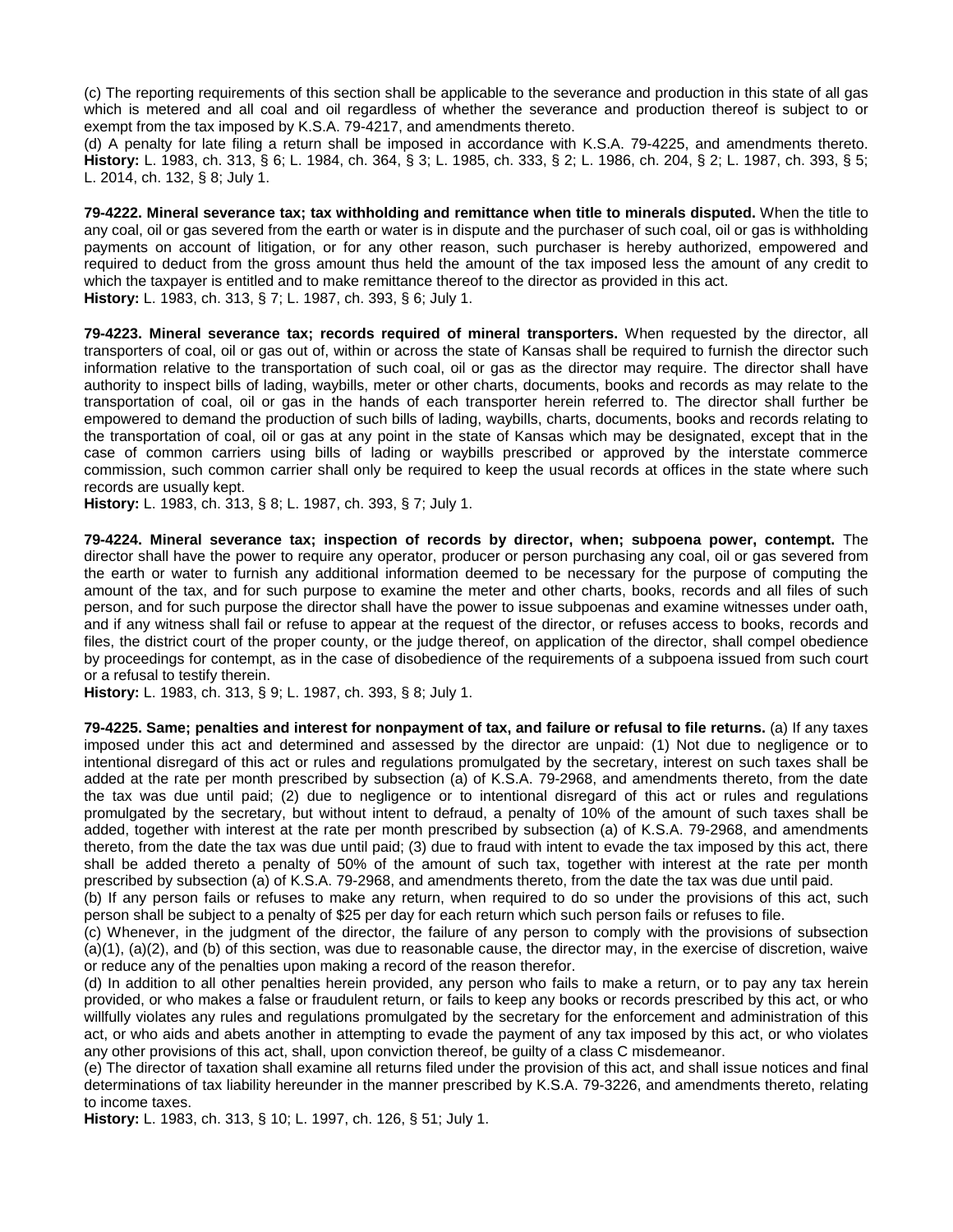(c) The reporting requirements of this section shall be applicable to the severance and production in this state of all gas which is metered and all coal and oil regardless of whether the severance and production thereof is subject to or exempt from the tax imposed by K.S.A. 79-4217, and amendments thereto.

(d) A penalty for late filing a return shall be imposed in accordance with K.S.A. 79-4225, and amendments thereto.

**History:** L. 1983, ch. 313, § 6; L. 1984, ch. 364, § 3; L. 1985, ch. 333, § 2; L. 1986, ch. 204, § 2; L. 1987, ch. 393, § 5; L. 2014, ch. 132, § 8; July 1.

**79-4222. Mineral severance tax; tax withholding and remittance when title to minerals disputed.** When the title to any coal, oil or gas severed from the earth or water is in dispute and the purchaser of such coal, oil or gas is withholding payments on account of litigation, or for any other reason, such purchaser is hereby authorized, empowered and required to deduct from the gross amount thus held the amount of the tax imposed less the amount of any credit to which the taxpayer is entitled and to make remittance thereof to the director as provided in this act.

**History:** L. 1983, ch. 313, § 7; L. 1987, ch. 393, § 6; July 1.

**79-4223. Mineral severance tax; records required of mineral transporters.** When requested by the director, all transporters of coal, oil or gas out of, within or across the state of Kansas shall be required to furnish the director such information relative to the transportation of such coal, oil or gas as the director may require. The director shall have authority to inspect bills of lading, waybills, meter or other charts, documents, books and records as may relate to the transportation of coal, oil or gas in the hands of each transporter herein referred to. The director shall further be empowered to demand the production of such bills of lading, waybills, charts, documents, books and records relating to the transportation of coal, oil or gas at any point in the state of Kansas which may be designated, except that in the case of common carriers using bills of lading or waybills prescribed or approved by the interstate commerce commission, such common carrier shall only be required to keep the usual records at offices in the state where such records are usually kept.

**History:** L. 1983, ch. 313, § 8; L. 1987, ch. 393, § 7; July 1.

**79-4224. Mineral severance tax; inspection of records by director, when; subpoena power, contempt.** The director shall have the power to require any operator, producer or person purchasing any coal, oil or gas severed from the earth or water to furnish any additional information deemed to be necessary for the purpose of computing the amount of the tax, and for such purpose to examine the meter and other charts, books, records and all files of such person, and for such purpose the director shall have the power to issue subpoenas and examine witnesses under oath, and if any witness shall fail or refuse to appear at the request of the director, or refuses access to books, records and files, the district court of the proper county, or the judge thereof, on application of the director, shall compel obedience by proceedings for contempt, as in the case of disobedience of the requirements of a subpoena issued from such court or a refusal to testify therein.

**History:** L. 1983, ch. 313, § 9; L. 1987, ch. 393, § 8; July 1.

**79-4225. Same; penalties and interest for nonpayment of tax, and failure or refusal to file returns.** (a) If any taxes imposed under this act and determined and assessed by the director are unpaid: (1) Not due to negligence or to intentional disregard of this act or rules and regulations promulgated by the secretary, interest on such taxes shall be added at the rate per month prescribed by subsection (a) of K.S.A. 79-2968, and amendments thereto, from the date the tax was due until paid; (2) due to negligence or to intentional disregard of this act or rules and regulations promulgated by the secretary, but without intent to defraud, a penalty of 10% of the amount of such taxes shall be added, together with interest at the rate per month prescribed by subsection (a) of K.S.A. 79-2968, and amendments thereto, from the date the tax was due until paid; (3) due to fraud with intent to evade the tax imposed by this act, there shall be added thereto a penalty of 50% of the amount of such tax, together with interest at the rate per month prescribed by subsection (a) of K.S.A. 79-2968, and amendments thereto, from the date the tax was due until paid.

(b) If any person fails or refuses to make any return, when required to do so under the provisions of this act, such person shall be subject to a penalty of $25 per day for each return which such person fails or refuses to file.

(c) Whenever, in the judgment of the director, the failure of any person to comply with the provisions of subsection (a)(1), (a)(2), and (b) of this section, was due to reasonable cause, the director may, in the exercise of discretion, waive or reduce any of the penalties upon making a record of the reason therefor.

(d) In addition to all other penalties herein provided, any person who fails to make a return, or to pay any tax herein provided, or who makes a false or fraudulent return, or fails to keep any books or records prescribed by this act, or who willfully violates any rules and regulations promulgated by the secretary for the enforcement and administration of this act, or who aids and abets another in attempting to evade the payment of any tax imposed by this act, or who violates any other provisions of this act, shall, upon conviction thereof, be guilty of a class C misdemeanor.

(e) The director of taxation shall examine all returns filed under the provision of this act, and shall issue notices and final determinations of tax liability hereunder in the manner prescribed by K.S.A. 79-3226, and amendments thereto, relating to income taxes.

**History:** L. 1983, ch. 313, § 10; L. 1997, ch. 126, § 51; July 1.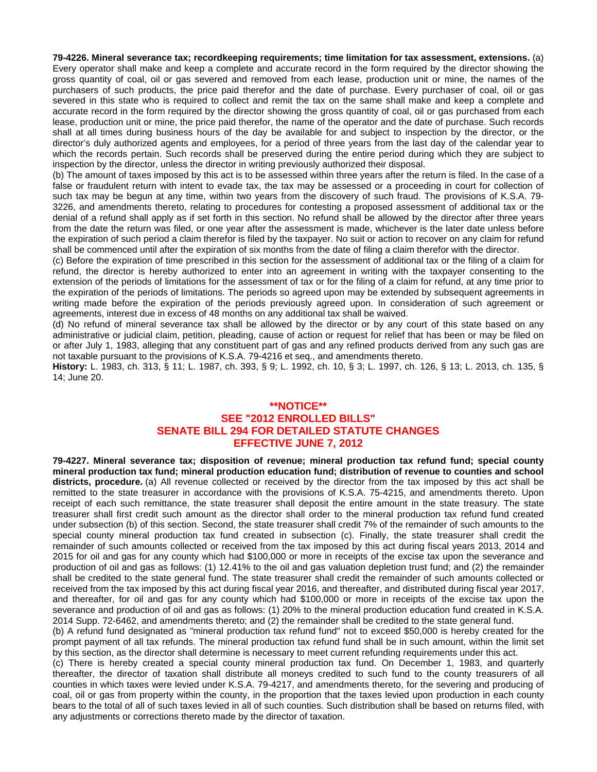**79-4226. Mineral severance tax; recordkeeping requirements; time limitation for tax assessment, extensions.** (a) Every operator shall make and keep a complete and accurate record in the form required by the director showing the gross quantity of coal, oil or gas severed and removed from each lease, production unit or mine, the names of the purchasers of such products, the price paid therefor and the date of purchase. Every purchaser of coal, oil or gas severed in this state who is required to collect and remit the tax on the same shall make and keep a complete and accurate record in the form required by the director showing the gross quantity of coal, oil or gas purchased from each lease, production unit or mine, the price paid therefor, the name of the operator and the date of purchase. Such records shall at all times during business hours of the day be available for and subject to inspection by the director, or the director's duly authorized agents and employees, for a period of three years from the last day of the calendar year to which the records pertain. Such records shall be preserved during the entire period during which they are subject to inspection by the director, unless the director in writing previously authorized their disposal.

(b) The amount of taxes imposed by this act is to be assessed within three years after the return is filed. In the case of a false or fraudulent return with intent to evade tax, the tax may be assessed or a proceeding in court for collection of such tax may be begun at any time, within two years from the discovery of such fraud. The provisions of K.S.A. 79-3226, and amendments thereto, relating to procedures for contesting a proposed assessment of additional tax or the denial of a refund shall apply as if set forth in this section. No refund shall be allowed by the director after three years from the date the return was filed, or one year after the assessment is made, whichever is the later date unless before the expiration of such period a claim therefor is filed by the taxpayer. No suit or action to recover on any claim for refund shall be commenced until after the expiration of six months from the date of filing a claim therefor with the director.

(c) Before the expiration of time prescribed in this section for the assessment of additional tax or the filing of a claim for refund, the director is hereby authorized to enter into an agreement in writing with the taxpayer consenting to the extension of the periods of limitations for the assessment of tax or for the filing of a claim for refund, at any time prior to the expiration of the periods of limitations. The periods so agreed upon may be extended by subsequent agreements in writing made before the expiration of the periods previously agreed upon. In consideration of such agreement or agreements, interest due in excess of 48 months on any additional tax shall be waived.

(d) No refund of mineral severance tax shall be allowed by the director or by any court of this state based on any administrative or judicial claim, petition, pleading, cause of action or request for relief that has been or may be filed on or after July 1, 1983, alleging that any constituent part of gas and any refined products derived from any such gas are not taxable pursuant to the provisions of K.S.A. 79-4216 et seq., and amendments thereto.

**History:** L. 1983, ch. 313, § 11; L. 1987, ch. 393, § 9; L. 1992, ch. 10, § 3; L. 1997, ch. 126, § 13; L. 2013, ch. 135, § 14; June 20.

**\*\*NOTICE\*\***
**SEE "2012 ENROLLED BILLS"**
**SENATE BILL 294 FOR DETAILED STATUTE CHANGES**
**EFFECTIVE JUNE 7, 2012**

**79-4227. Mineral severance tax; disposition of revenue; mineral production tax refund fund; special county mineral production tax fund; mineral production education fund; distribution of revenue to counties and school districts, procedure.** (a) All revenue collected or received by the director from the tax imposed by this act shall be remitted to the state treasurer in accordance with the provisions of K.S.A. 75-4215, and amendments thereto. Upon receipt of each such remittance, the state treasurer shall deposit the entire amount in the state treasury. The state treasurer shall first credit such amount as the director shall order to the mineral production tax refund fund created under subsection (b) of this section. Second, the state treasurer shall credit 7% of the remainder of such amounts to the special county mineral production tax fund created in subsection (c). Finally, the state treasurer shall credit the remainder of such amounts collected or received from the tax imposed by this act during fiscal years 2013, 2014 and 2015 for oil and gas for any county which had $100,000 or more in receipts of the excise tax upon the severance and production of oil and gas as follows: (1) 12.41% to the oil and gas valuation depletion trust fund; and (2) the remainder shall be credited to the state general fund. The state treasurer shall credit the remainder of such amounts collected or received from the tax imposed by this act during fiscal year 2016, and thereafter, and distributed during fiscal year 2017, and thereafter, for oil and gas for any county which had $100,000 or more in receipts of the excise tax upon the severance and production of oil and gas as follows: (1) 20% to the mineral production education fund created in K.S.A. 2014 Supp. 72-6462, and amendments thereto; and (2) the remainder shall be credited to the state general fund.

(b) A refund fund designated as "mineral production tax refund fund" not to exceed $50,000 is hereby created for the prompt payment of all tax refunds. The mineral production tax refund fund shall be in such amount, within the limit set by this section, as the director shall determine is necessary to meet current refunding requirements under this act.

(c) There is hereby created a special county mineral production tax fund. On December 1, 1983, and quarterly thereafter, the director of taxation shall distribute all moneys credited to such fund to the county treasurers of all counties in which taxes were levied under K.S.A. 79-4217, and amendments thereto, for the severing and producing of coal, oil or gas from property within the county, in the proportion that the taxes levied upon production in each county bears to the total of all of such taxes levied in all of such counties. Such distribution shall be based on returns filed, with any adjustments or corrections thereto made by the director of taxation.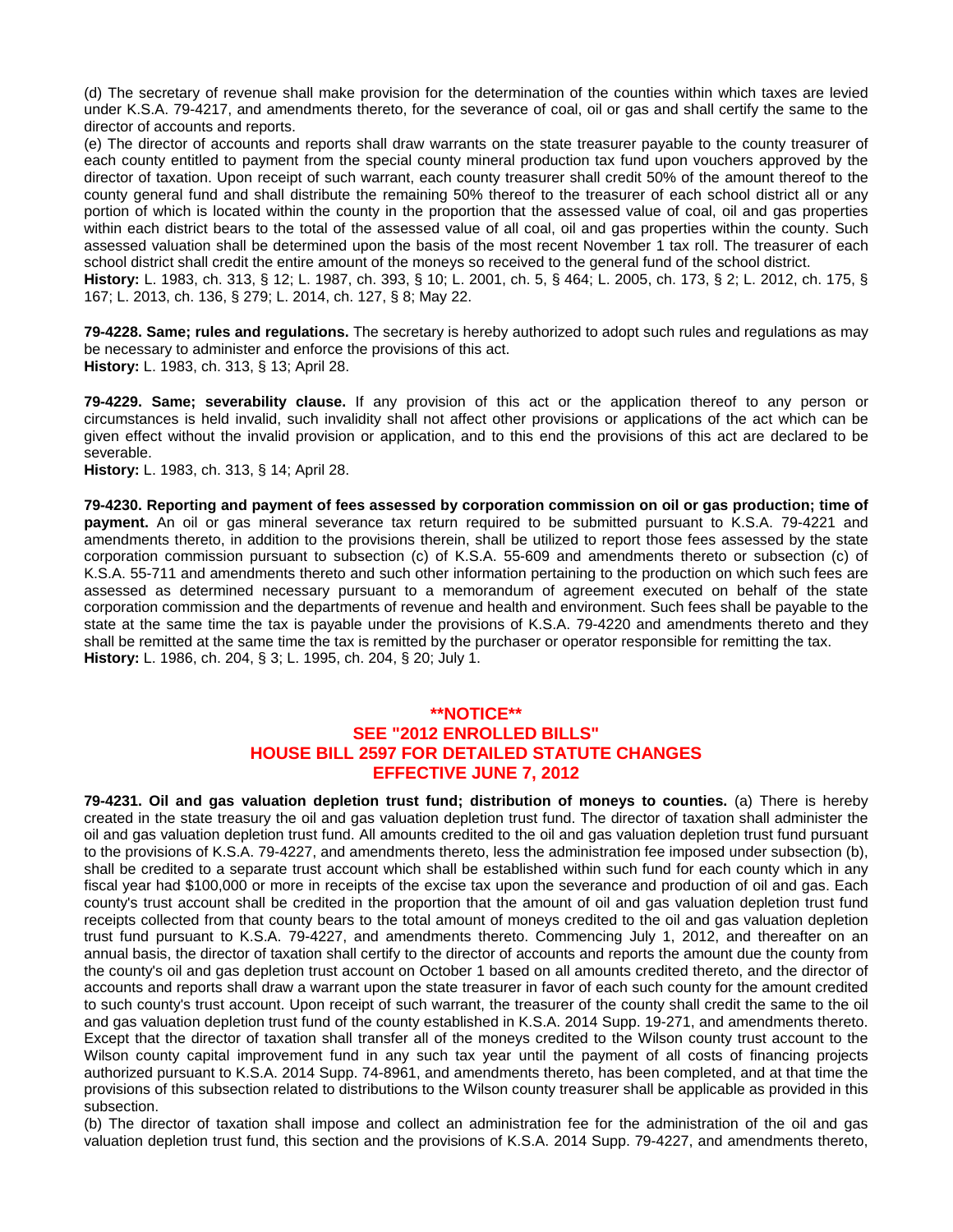(d) The secretary of revenue shall make provision for the determination of the counties within which taxes are levied under K.S.A. 79-4217, and amendments thereto, for the severance of coal, oil or gas and shall certify the same to the director of accounts and reports.

(e) The director of accounts and reports shall draw warrants on the state treasurer payable to the county treasurer of each county entitled to payment from the special county mineral production tax fund upon vouchers approved by the director of taxation. Upon receipt of such warrant, each county treasurer shall credit 50% of the amount thereof to the county general fund and shall distribute the remaining 50% thereof to the treasurer of each school district all or any portion of which is located within the county in the proportion that the assessed value of coal, oil and gas properties within each district bears to the total of the assessed value of all coal, oil and gas properties within the county. Such assessed valuation shall be determined upon the basis of the most recent November 1 tax roll. The treasurer of each school district shall credit the entire amount of the moneys so received to the general fund of the school district.

**History:** L. 1983, ch. 313, § 12; L. 1987, ch. 393, § 10; L. 2001, ch. 5, § 464; L. 2005, ch. 173, § 2; L. 2012, ch. 175, § 167; L. 2013, ch. 136, § 279; L. 2014, ch. 127, § 8; May 22.

**79-4228. Same; rules and regulations.** The secretary is hereby authorized to adopt such rules and regulations as may be necessary to administer and enforce the provisions of this act.

**History:** L. 1983, ch. 313, § 13; April 28.

**79-4229. Same; severability clause.** If any provision of this act or the application thereof to any person or circumstances is held invalid, such invalidity shall not affect other provisions or applications of the act which can be given effect without the invalid provision or application, and to this end the provisions of this act are declared to be severable.

**History:** L. 1983, ch. 313, § 14; April 28.

**79-4230. Reporting and payment of fees assessed by corporation commission on oil or gas production; time of payment.** An oil or gas mineral severance tax return required to be submitted pursuant to K.S.A. 79-4221 and amendments thereto, in addition to the provisions therein, shall be utilized to report those fees assessed by the state corporation commission pursuant to subsection (c) of K.S.A. 55-609 and amendments thereto or subsection (c) of K.S.A. 55-711 and amendments thereto and such other information pertaining to the production on which such fees are assessed as determined necessary pursuant to a memorandum of agreement executed on behalf of the state corporation commission and the departments of revenue and health and environment. Such fees shall be payable to the state at the same time the tax is payable under the provisions of K.S.A. 79-4220 and amendments thereto and they shall be remitted at the same time the tax is remitted by the purchaser or operator responsible for remitting the tax.

**History:** L. 1986, ch. 204, § 3; L. 1995, ch. 204, § 20; July 1.

**\*\*NOTICE\*\***
**SEE "2012 ENROLLED BILLS"**
**HOUSE BILL 2597 FOR DETAILED STATUTE CHANGES**
**EFFECTIVE JUNE 7, 2012**

**79-4231. Oil and gas valuation depletion trust fund; distribution of moneys to counties.** (a) There is hereby created in the state treasury the oil and gas valuation depletion trust fund. The director of taxation shall administer the oil and gas valuation depletion trust fund. All amounts credited to the oil and gas valuation depletion trust fund pursuant to the provisions of K.S.A. 79-4227, and amendments thereto, less the administration fee imposed under subsection (b), shall be credited to a separate trust account which shall be established within such fund for each county which in any fiscal year had $100,000 or more in receipts of the excise tax upon the severance and production of oil and gas. Each county's trust account shall be credited in the proportion that the amount of oil and gas valuation depletion trust fund receipts collected from that county bears to the total amount of moneys credited to the oil and gas valuation depletion trust fund pursuant to K.S.A. 79-4227, and amendments thereto. Commencing July 1, 2012, and thereafter on an annual basis, the director of taxation shall certify to the director of accounts and reports the amount due the county from the county's oil and gas depletion trust account on October 1 based on all amounts credited thereto, and the director of accounts and reports shall draw a warrant upon the state treasurer in favor of each such county for the amount credited to such county's trust account. Upon receipt of such warrant, the treasurer of the county shall credit the same to the oil and gas valuation depletion trust fund of the county established in K.S.A. 2014 Supp. 19-271, and amendments thereto. Except that the director of taxation shall transfer all of the moneys credited to the Wilson county trust account to the Wilson county capital improvement fund in any such tax year until the payment of all costs of financing projects authorized pursuant to K.S.A. 2014 Supp. 74-8961, and amendments thereto, has been completed, and at that time the provisions of this subsection related to distributions to the Wilson county treasurer shall be applicable as provided in this subsection.

(b) The director of taxation shall impose and collect an administration fee for the administration of the oil and gas valuation depletion trust fund, this section and the provisions of K.S.A. 2014 Supp. 79-4227, and amendments thereto,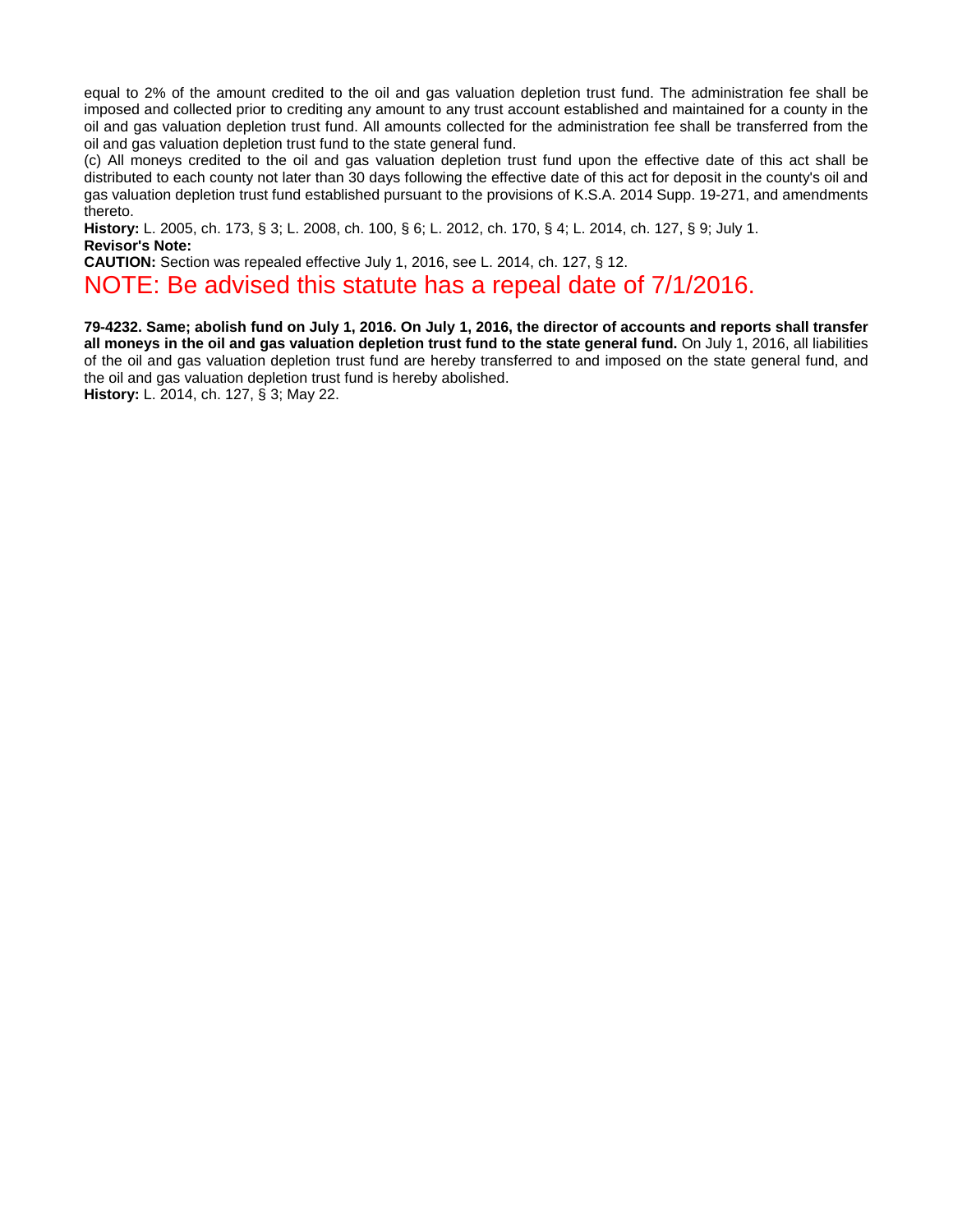equal to 2% of the amount credited to the oil and gas valuation depletion trust fund. The administration fee shall be imposed and collected prior to crediting any amount to any trust account established and maintained for a county in the oil and gas valuation depletion trust fund. All amounts collected for the administration fee shall be transferred from the oil and gas valuation depletion trust fund to the state general fund.

(c) All moneys credited to the oil and gas valuation depletion trust fund upon the effective date of this act shall be distributed to each county not later than 30 days following the effective date of this act for deposit in the county's oil and gas valuation depletion trust fund established pursuant to the provisions of K.S.A. 2014 Supp. 19-271, and amendments thereto.

**History:** L. 2005, ch. 173, § 3; L. 2008, ch. 100, § 6; L. 2012, ch. 170, § 4; L. 2014, ch. 127, § 9; July 1.

**Revisor's Note:**

**CAUTION:** Section was repealed effective July 1, 2016, see L. 2014, ch. 127, § 12.

NOTE: Be advised this statute has a repeal date of 7/1/2016.

**79-4232. Same; abolish fund on July 1, 2016. On July 1, 2016, the director of accounts and reports shall transfer all moneys in the oil and gas valuation depletion trust fund to the state general fund.** On July 1, 2016, all liabilities of the oil and gas valuation depletion trust fund are hereby transferred to and imposed on the state general fund, and the oil and gas valuation depletion trust fund is hereby abolished.

**History:** L. 2014, ch. 127, § 3; May 22.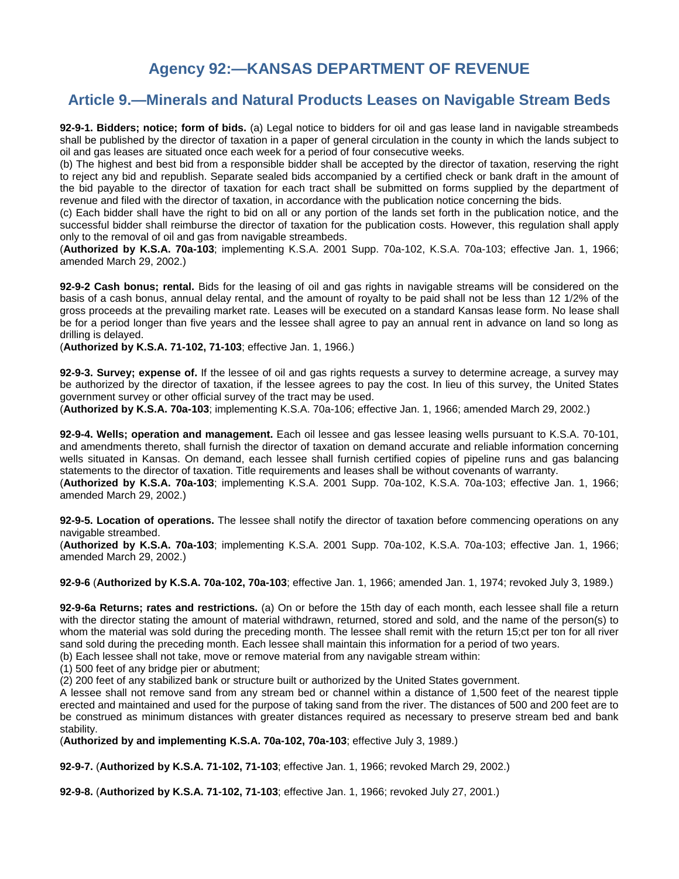# Agency 92:—KANSAS DEPARTMENT OF REVENUE

## Article 9.—Minerals and Natural Products Leases on Navigable Stream Beds

**92-9-1. Bidders; notice; form of bids.** (a) Legal notice to bidders for oil and gas lease land in navigable streambeds shall be published by the director of taxation in a paper of general circulation in the county in which the lands subject to oil and gas leases are situated once each week for a period of four consecutive weeks.
(b) The highest and best bid from a responsible bidder shall be accepted by the director of taxation, reserving the right to reject any bid and republish. Separate sealed bids accompanied by a certified check or bank draft in the amount of the bid payable to the director of taxation for each tract shall be submitted on forms supplied by the department of revenue and filed with the director of taxation, in accordance with the publication notice concerning the bids.
(c) Each bidder shall have the right to bid on all or any portion of the lands set forth in the publication notice, and the successful bidder shall reimburse the director of taxation for the publication costs. However, this regulation shall apply only to the removal of oil and gas from navigable streambeds.
(**Authorized by K.S.A. 70a-103**; implementing K.S.A. 2001 Supp. 70a-102, K.S.A. 70a-103; effective Jan. 1, 1966; amended March 29, 2002.)

**92-9-2 Cash bonus; rental.** Bids for the leasing of oil and gas rights in navigable streams will be considered on the basis of a cash bonus, annual delay rental, and the amount of royalty to be paid shall not be less than 12 1/2% of the gross proceeds at the prevailing market rate. Leases will be executed on a standard Kansas lease form. No lease shall be for a period longer than five years and the lessee shall agree to pay an annual rent in advance on land so long as drilling is delayed.
(**Authorized by K.S.A. 71-102, 71-103**; effective Jan. 1, 1966.)

**92-9-3. Survey; expense of.** If the lessee of oil and gas rights requests a survey to determine acreage, a survey may be authorized by the director of taxation, if the lessee agrees to pay the cost. In lieu of this survey, the United States government survey or other official survey of the tract may be used.
(**Authorized by K.S.A. 70a-103**; implementing K.S.A. 70a-106; effective Jan. 1, 1966; amended March 29, 2002.)

**92-9-4. Wells; operation and management.** Each oil lessee and gas lessee leasing wells pursuant to K.S.A. 70-101, and amendments thereto, shall furnish the director of taxation on demand accurate and reliable information concerning wells situated in Kansas. On demand, each lessee shall furnish certified copies of pipeline runs and gas balancing statements to the director of taxation. Title requirements and leases shall be without covenants of warranty.
(**Authorized by K.S.A. 70a-103**; implementing K.S.A. 2001 Supp. 70a-102, K.S.A. 70a-103; effective Jan. 1, 1966; amended March 29, 2002.)

**92-9-5. Location of operations.** The lessee shall notify the director of taxation before commencing operations on any navigable streambed.
(**Authorized by K.S.A. 70a-103**; implementing K.S.A. 2001 Supp. 70a-102, K.S.A. 70a-103; effective Jan. 1, 1966; amended March 29, 2002.)

**92-9-6** (**Authorized by K.S.A. 70a-102, 70a-103**; effective Jan. 1, 1966; amended Jan. 1, 1974; revoked July 3, 1989.)

**92-9-6a Returns; rates and restrictions.** (a) On or before the 15th day of each month, each lessee shall file a return with the director stating the amount of material withdrawn, returned, stored and sold, and the name of the person(s) to whom the material was sold during the preceding month. The lessee shall remit with the return 15;ct per ton for all river sand sold during the preceding month. Each lessee shall maintain this information for a period of two years.
(b) Each lessee shall not take, move or remove material from any navigable stream within:
(1) 500 feet of any bridge pier or abutment;
(2) 200 feet of any stabilized bank or structure built or authorized by the United States government.
A lessee shall not remove sand from any stream bed or channel within a distance of 1,500 feet of the nearest tipple erected and maintained and used for the purpose of taking sand from the river. The distances of 500 and 200 feet are to be construed as minimum distances with greater distances required as necessary to preserve stream bed and bank stability.
(**Authorized by and implementing K.S.A. 70a-102, 70a-103**; effective July 3, 1989.)

**92-9-7.** (**Authorized by K.S.A. 71-102, 71-103**; effective Jan. 1, 1966; revoked March 29, 2002.)

**92-9-8.** (**Authorized by K.S.A. 71-102, 71-103**; effective Jan. 1, 1966; revoked July 27, 2001.)